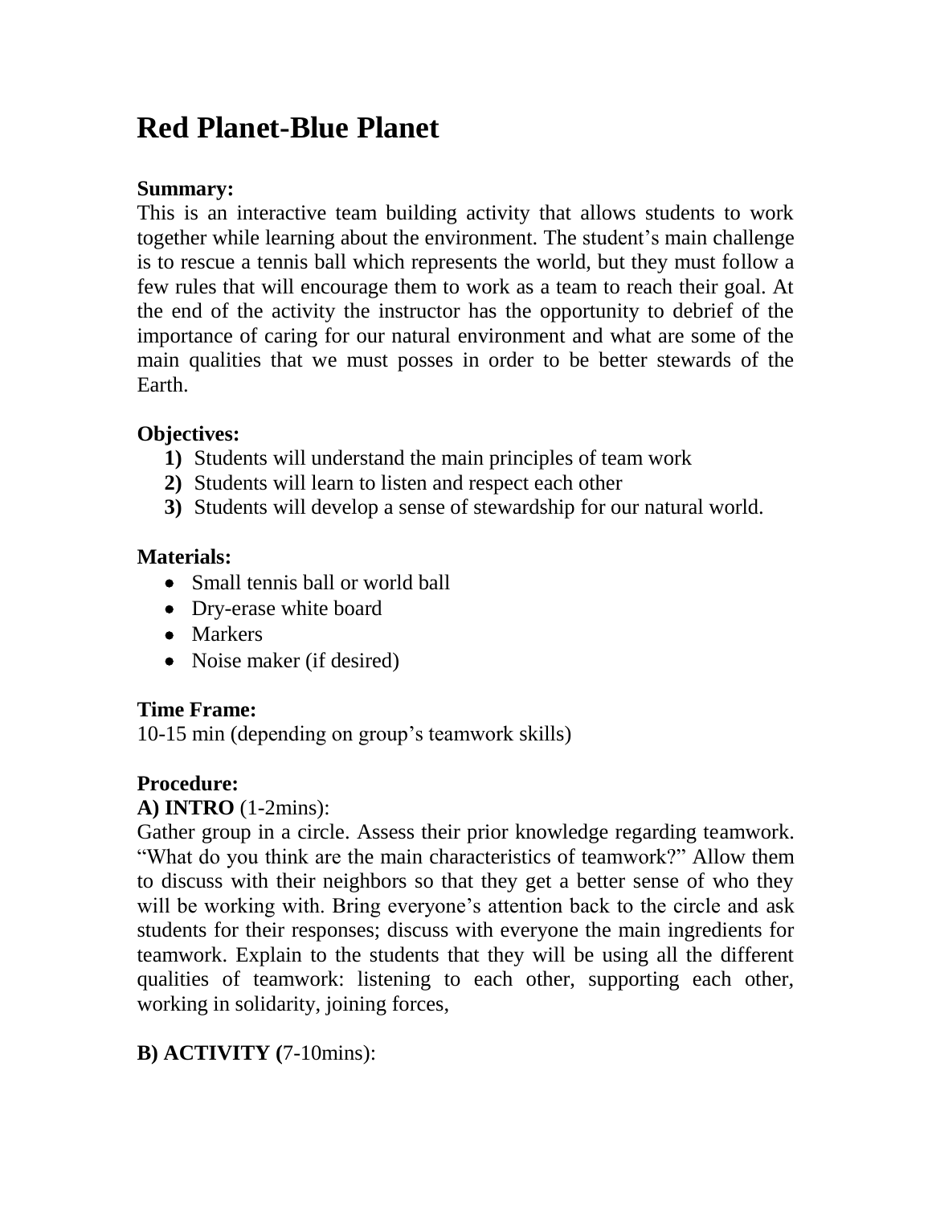# Red Planet-Blue Planet

**Summary:**
This is an interactive team building activity that allows students to work together while learning about the environment. The student's main challenge is to rescue a tennis ball which represents the world, but they must follow a few rules that will encourage them to work as a team to reach their goal. At the end of the activity the instructor has the opportunity to debrief of the importance of caring for our natural environment and what are some of the main qualities that we must posses in order to be better stewards of the Earth.

**Objectives:**

1) Students will understand the main principles of team work
2) Students will learn to listen and respect each other
3) Students will develop a sense of stewardship for our natural world.

**Materials:**

- Small tennis ball or world ball
- Dry-erase white board
- Markers
- Noise maker (if desired)

**Time Frame:**
10-15 min (depending on group's teamwork skills)

**Procedure:**
**A) INTRO** (1-2mins):
Gather group in a circle. Assess their prior knowledge regarding teamwork. "What do you think are the main characteristics of teamwork?" Allow them to discuss with their neighbors so that they get a better sense of who they will be working with. Bring everyone's attention back to the circle and ask students for their responses; discuss with everyone the main ingredients for teamwork. Explain to the students that they will be using all the different qualities of teamwork: listening to each other, supporting each other, working in solidarity, joining forces,

**B) ACTIVITY (**7-10mins):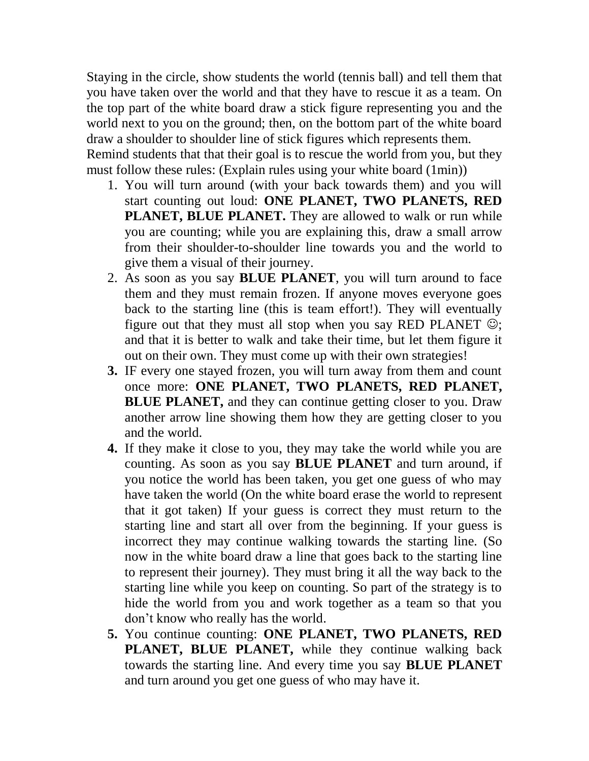Staying in the circle, show students the world (tennis ball) and tell them that you have taken over the world and that they have to rescue it as a team. On the top part of the white board draw a stick figure representing you and the world next to you on the ground; then, on the bottom part of the white board draw a shoulder to shoulder line of stick figures which represents them. Remind students that that their goal is to rescue the world from you, but they must follow these rules: (Explain rules using your white board (1min))

1. You will turn around (with your back towards them) and you will start counting out loud: **ONE PLANET, TWO PLANETS, RED PLANET, BLUE PLANET.** They are allowed to walk or run while you are counting; while you are explaining this, draw a small arrow from their shoulder-to-shoulder line towards you and the world to give them a visual of their journey.
2. As soon as you say **BLUE PLANET**, you will turn around to face them and they must remain frozen. If anyone moves everyone goes back to the starting line (this is team effort!). They will eventually figure out that they must all stop when you say RED PLANET ☺; and that it is better to walk and take their time, but let them figure it out on their own. They must come up with their own strategies!
3. IF every one stayed frozen, you will turn away from them and count once more: **ONE PLANET, TWO PLANETS, RED PLANET, BLUE PLANET,** and they can continue getting closer to you. Draw another arrow line showing them how they are getting closer to you and the world.
4. If they make it close to you, they may take the world while you are counting. As soon as you say **BLUE PLANET** and turn around, if you notice the world has been taken, you get one guess of who may have taken the world (On the white board erase the world to represent that it got taken) If your guess is correct they must return to the starting line and start all over from the beginning. If your guess is incorrect they may continue walking towards the starting line. (So now in the white board draw a line that goes back to the starting line to represent their journey). They must bring it all the way back to the starting line while you keep on counting. So part of the strategy is to hide the world from you and work together as a team so that you don't know who really has the world.
5. You continue counting: **ONE PLANET, TWO PLANETS, RED PLANET, BLUE PLANET,** while they continue walking back towards the starting line. And every time you say **BLUE PLANET** and turn around you get one guess of who may have it.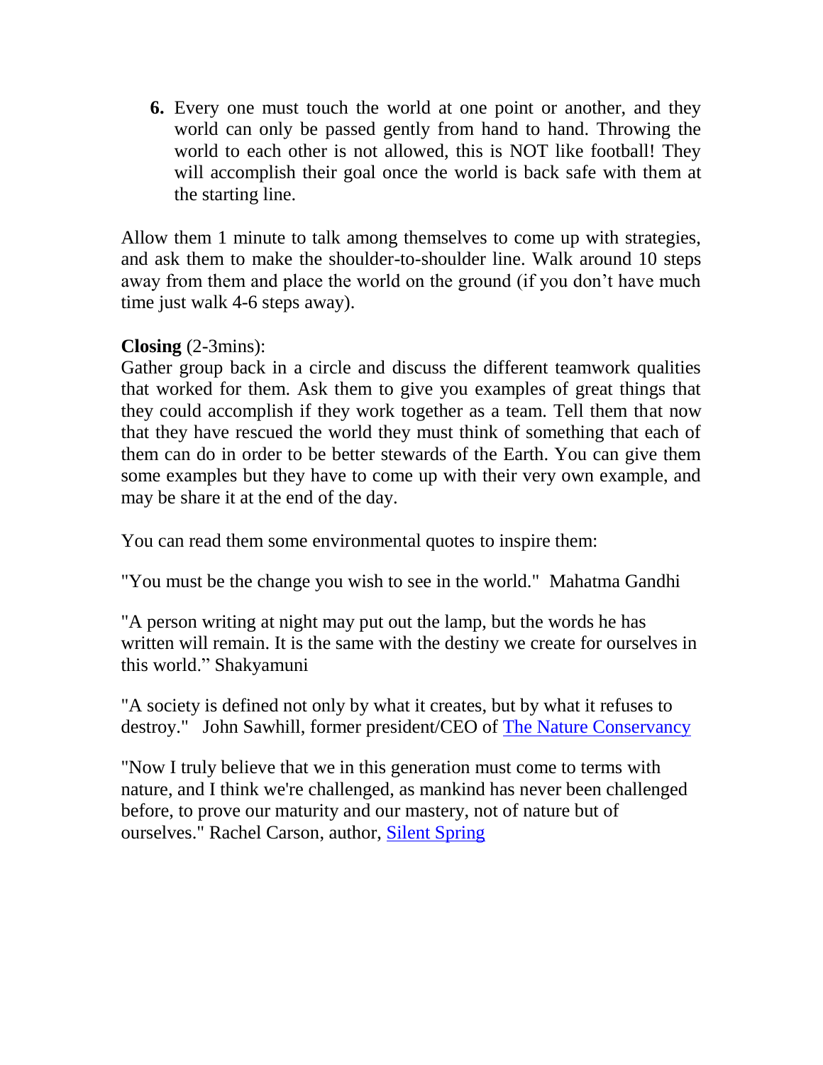6. Every one must touch the world at one point or another, and they world can only be passed gently from hand to hand. Throwing the world to each other is not allowed, this is NOT like football! They will accomplish their goal once the world is back safe with them at the starting line.

Allow them 1 minute to talk among themselves to come up with strategies, and ask them to make the shoulder-to-shoulder line. Walk around 10 steps away from them and place the world on the ground (if you don't have much time just walk 4-6 steps away).

**Closing** (2-3mins):
Gather group back in a circle and discuss the different teamwork qualities that worked for them. Ask them to give you examples of great things that they could accomplish if they work together as a team. Tell them that now that they have rescued the world they must think of something that each of them can do in order to be better stewards of the Earth. You can give them some examples but they have to come up with their very own example, and may be share it at the end of the day.

You can read them some environmental quotes to inspire them:

"You must be the change you wish to see in the world." Mahatma Gandhi

"A person writing at night may put out the lamp, but the words he has written will remain. It is the same with the destiny we create for ourselves in this world." Shakyamuni

"A society is defined not only by what it creates, but by what it refuses to destroy." John Sawhill, former president/CEO of The Nature Conservancy

"Now I truly believe that we in this generation must come to terms with nature, and I think we're challenged, as mankind has never been challenged before, to prove our maturity and our mastery, not of nature but of ourselves." Rachel Carson, author, Silent Spring